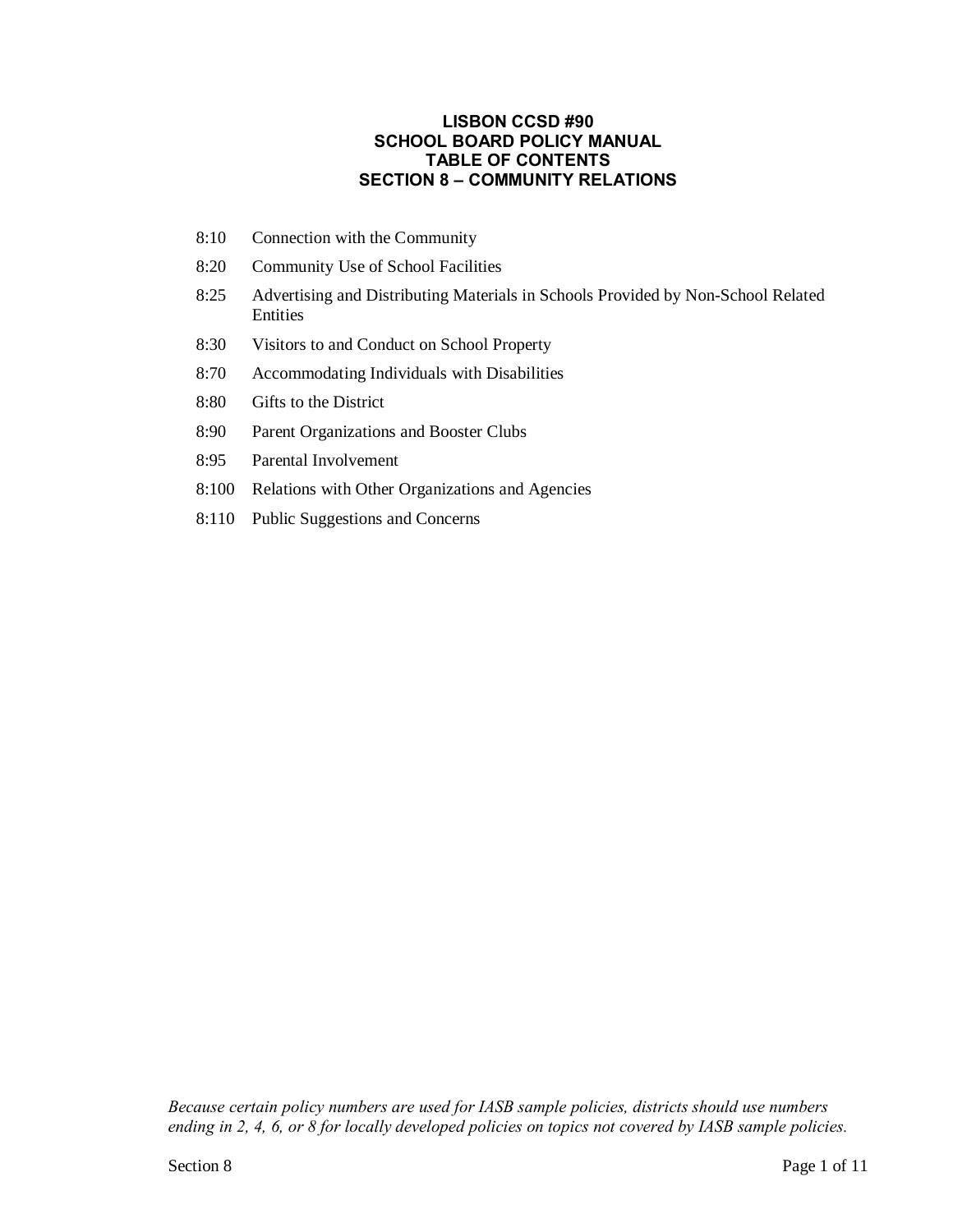# LISBON CCSD #90
# SCHOOL BOARD POLICY MANUAL
# TABLE OF CONTENTS
# SECTION 8 – COMMUNITY RELATIONS

| | |
|---|---|
| 8:10 | Connection with the Community |
| 8:20 | Community Use of School Facilities |
| 8:25 | Advertising and Distributing Materials in Schools Provided by Non-School Related Entities |
| 8:30 | Visitors to and Conduct on School Property |
| 8:70 | Accommodating Individuals with Disabilities |
| 8:80 | Gifts to the District |
| 8:90 | Parent Organizations and Booster Clubs |
| 8:95 | Parental Involvement |
| 8:100 | Relations with Other Organizations and Agencies |
| 8:110 | Public Suggestions and Concerns |

*Because certain policy numbers are used for IASB sample policies, districts should use numbers ending in 2, 4, 6, or 8 for locally developed policies on topics not covered by IASB sample policies.*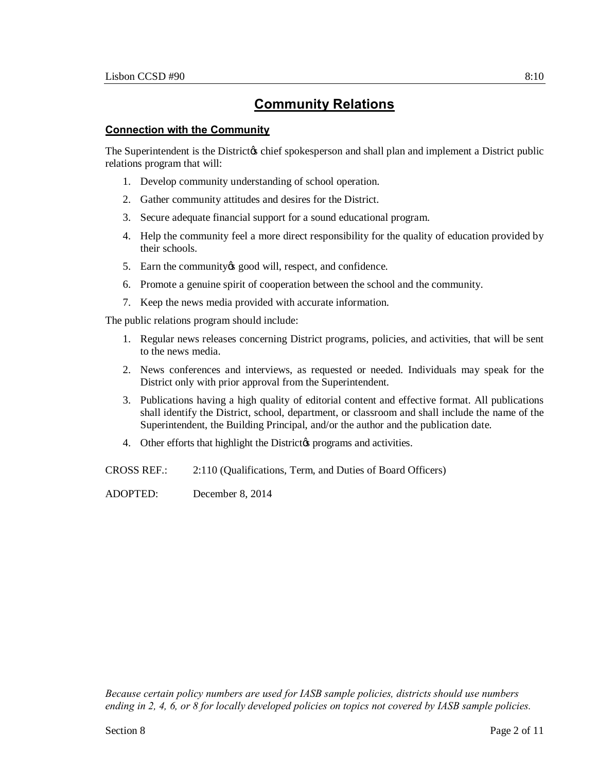# Community Relations

## Connection with the Community

The Superintendent is the District's chief spokesperson and shall plan and implement a District public relations program that will:

1. Develop community understanding of school operation.
2. Gather community attitudes and desires for the District.
3. Secure adequate financial support for a sound educational program.
4. Help the community feel a more direct responsibility for the quality of education provided by their schools.
5. Earn the community's good will, respect, and confidence.
6. Promote a genuine spirit of cooperation between the school and the community.
7. Keep the news media provided with accurate information.

The public relations program should include:

1. Regular news releases concerning District programs, policies, and activities, that will be sent to the news media.
2. News conferences and interviews, as requested or needed. Individuals may speak for the District only with prior approval from the Superintendent.
3. Publications having a high quality of editorial content and effective format. All publications shall identify the District, school, department, or classroom and shall include the name of the Superintendent, the Building Principal, and/or the author and the publication date.
4. Other efforts that highlight the District's programs and activities.

CROSS REF.: 2:110 (Qualifications, Term, and Duties of Board Officers)

ADOPTED: December 8, 2014

*Because certain policy numbers are used for IASB sample policies, districts should use numbers ending in 2, 4, 6, or 8 for locally developed policies on topics not covered by IASB sample policies.*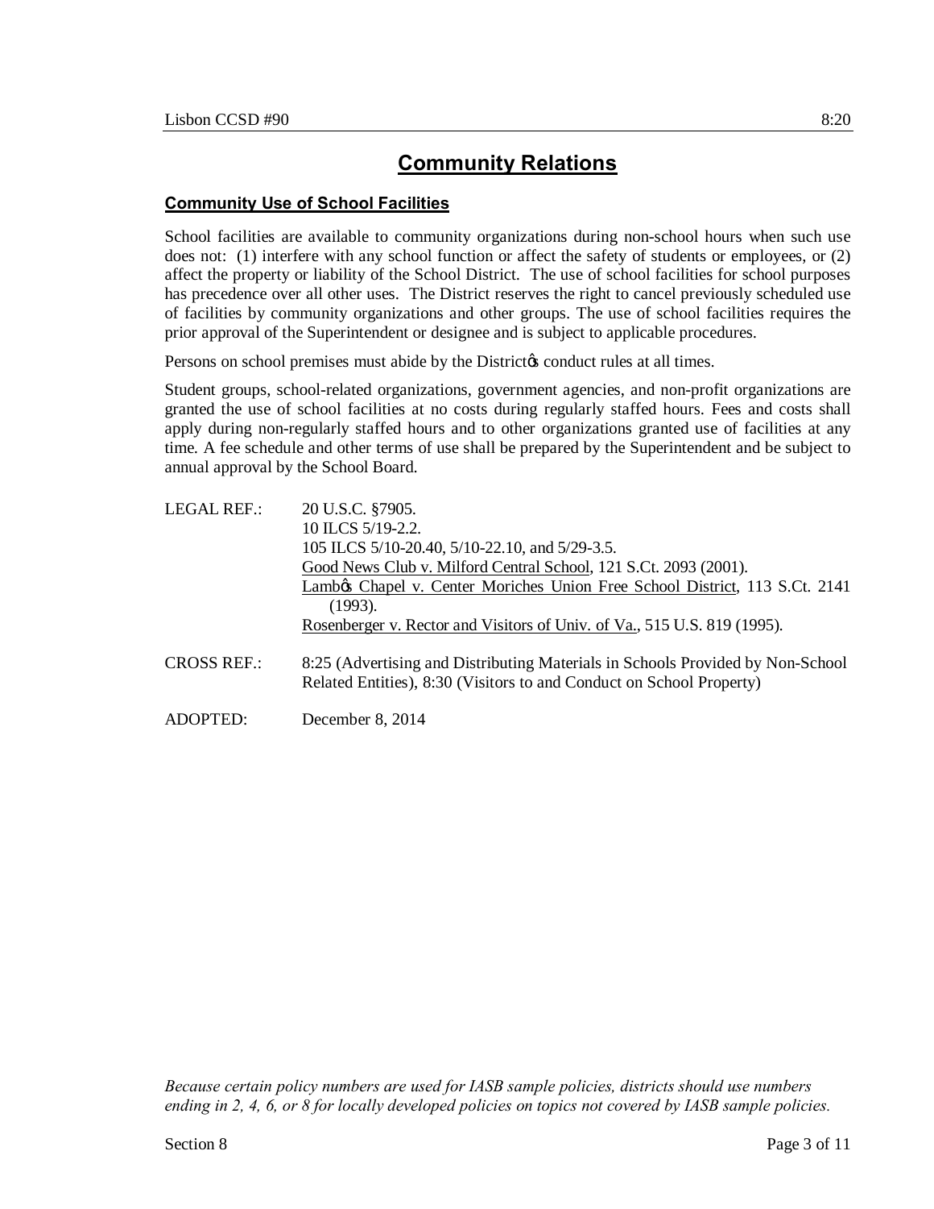# Community Relations

## Community Use of School Facilities

School facilities are available to community organizations during non-school hours when such use does not: (1) interfere with any school function or affect the safety of students or employees, or (2) affect the property or liability of the School District. The use of school facilities for school purposes has precedence over all other uses. The District reserves the right to cancel previously scheduled use of facilities by community organizations and other groups. The use of school facilities requires the prior approval of the Superintendent or designee and is subject to applicable procedures.

Persons on school premises must abide by the District's conduct rules at all times.

Student groups, school-related organizations, government agencies, and non-profit organizations are granted the use of school facilities at no costs during regularly staffed hours. Fees and costs shall apply during non-regularly staffed hours and to other organizations granted use of facilities at any time. A fee schedule and other terms of use shall be prepared by the Superintendent and be subject to annual approval by the School Board.

LEGAL REF.: 20 U.S.C. §7905.
10 ILCS 5/19-2.2.
105 ILCS 5/10-20.40, 5/10-22.10, and 5/29-3.5.
Good News Club v. Milford Central School, 121 S.Ct. 2093 (2001).
Lamb's Chapel v. Center Moriches Union Free School District, 113 S.Ct. 2141 (1993).
Rosenberger v. Rector and Visitors of Univ. of Va., 515 U.S. 819 (1995).

CROSS REF.: 8:25 (Advertising and Distributing Materials in Schools Provided by Non-School Related Entities), 8:30 (Visitors to and Conduct on School Property)

ADOPTED: December 8, 2014

*Because certain policy numbers are used for IASB sample policies, districts should use numbers ending in 2, 4, 6, or 8 for locally developed policies on topics not covered by IASB sample policies.*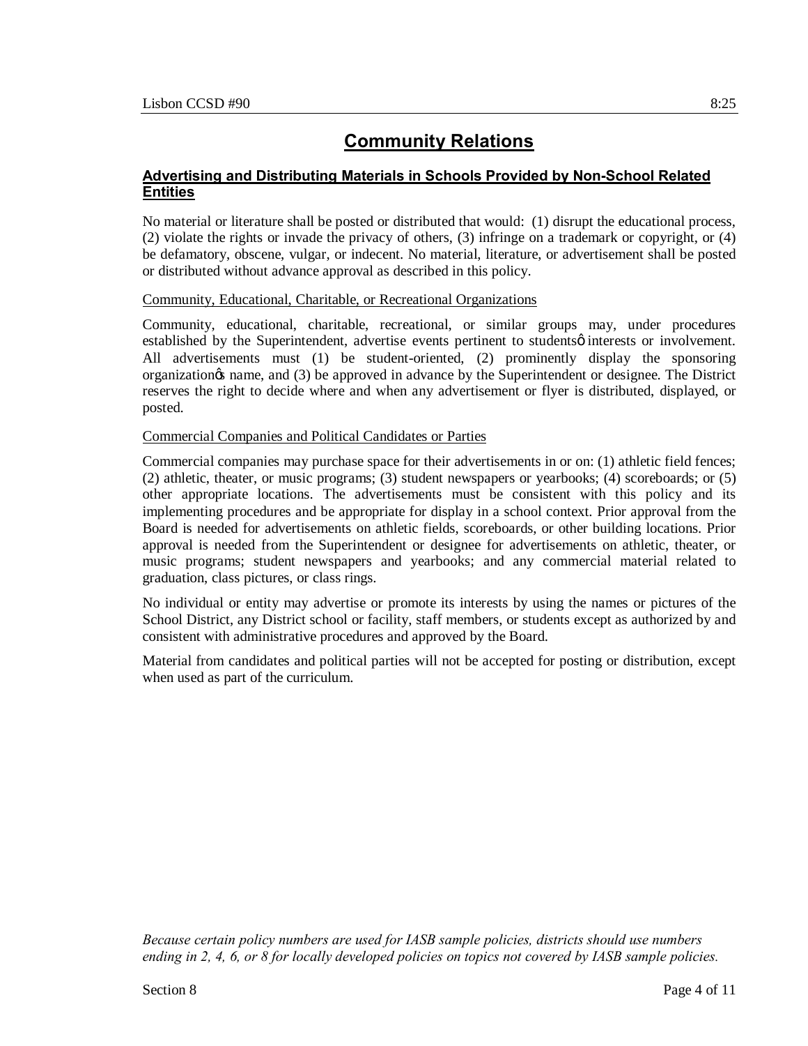# Community Relations

## Advertising and Distributing Materials in Schools Provided by Non-School Related Entities

No material or literature shall be posted or distributed that would: (1) disrupt the educational process, (2) violate the rights or invade the privacy of others, (3) infringe on a trademark or copyright, or (4) be defamatory, obscene, vulgar, or indecent. No material, literature, or advertisement shall be posted or distributed without advance approval as described in this policy.

### Community, Educational, Charitable, or Recreational Organizations

Community, educational, charitable, recreational, or similar groups may, under procedures established by the Superintendent, advertise events pertinent to studentsô interests or involvement. All advertisements must (1) be student-oriented, (2) prominently display the sponsoring organizationǫs name, and (3) be approved in advance by the Superintendent or designee. The District reserves the right to decide where and when any advertisement or flyer is distributed, displayed, or posted.

### Commercial Companies and Political Candidates or Parties

Commercial companies may purchase space for their advertisements in or on: (1) athletic field fences; (2) athletic, theater, or music programs; (3) student newspapers or yearbooks; (4) scoreboards; or (5) other appropriate locations. The advertisements must be consistent with this policy and its implementing procedures and be appropriate for display in a school context. Prior approval from the Board is needed for advertisements on athletic fields, scoreboards, or other building locations. Prior approval is needed from the Superintendent or designee for advertisements on athletic, theater, or music programs; student newspapers and yearbooks; and any commercial material related to graduation, class pictures, or class rings.

No individual or entity may advertise or promote its interests by using the names or pictures of the School District, any District school or facility, staff members, or students except as authorized by and consistent with administrative procedures and approved by the Board.

Material from candidates and political parties will not be accepted for posting or distribution, except when used as part of the curriculum.

*Because certain policy numbers are used for IASB sample policies, districts should use numbers ending in 2, 4, 6, or 8 for locally developed policies on topics not covered by IASB sample policies.*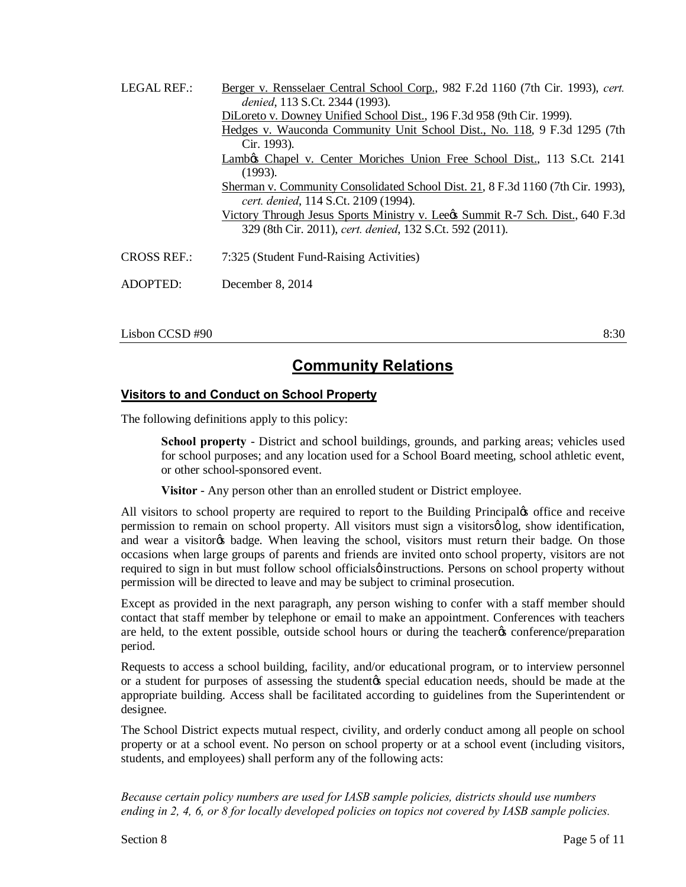LEGAL REF.: Berger v. Rensselaer Central School Corp., 982 F.2d 1160 (7th Cir. 1993), *cert. denied*, 113 S.Ct. 2344 (1993).
DiLoreto v. Downey Unified School Dist., 196 F.3d 958 (9th Cir. 1999).
Hedges v. Wauconda Community Unit School Dist., No. 118, 9 F.3d 1295 (7th Cir. 1993).
Lamb's Chapel v. Center Moriches Union Free School Dist., 113 S.Ct. 2141 (1993).
Sherman v. Community Consolidated School Dist. 21, 8 F.3d 1160 (7th Cir. 1993), *cert. denied*, 114 S.Ct. 2109 (1994).
Victory Through Jesus Sports Ministry v. Lee's Summit R-7 Sch. Dist., 640 F.3d 329 (8th Cir. 2011), *cert. denied*, 132 S.Ct. 592 (2011).

CROSS REF.: 7:325 (Student Fund-Raising Activities)

ADOPTED: December 8, 2014

Lisbon CCSD #90 8:30

# Community Relations

## Visitors to and Conduct on School Property

The following definitions apply to this policy:

> **School property** - District and school buildings, grounds, and parking areas; vehicles used for school purposes; and any location used for a School Board meeting, school athletic event, or other school-sponsored event.
>
> **Visitor** - Any person other than an enrolled student or District employee.

All visitors to school property are required to report to the Building Principal's office and receive permission to remain on school property. All visitors must sign a visitors' log, show identification, and wear a visitor's badge. When leaving the school, visitors must return their badge. On those occasions when large groups of parents and friends are invited onto school property, visitors are not required to sign in but must follow school officials' instructions. Persons on school property without permission will be directed to leave and may be subject to criminal prosecution.

Except as provided in the next paragraph, any person wishing to confer with a staff member should contact that staff member by telephone or email to make an appointment. Conferences with teachers are held, to the extent possible, outside school hours or during the teacher's conference/preparation period.

Requests to access a school building, facility, and/or educational program, or to interview personnel or a student for purposes of assessing the student's special education needs, should be made at the appropriate building. Access shall be facilitated according to guidelines from the Superintendent or designee.

The School District expects mutual respect, civility, and orderly conduct among all people on school property or at a school event. No person on school property or at a school event (including visitors, students, and employees) shall perform any of the following acts:

*Because certain policy numbers are used for IASB sample policies, districts should use numbers ending in 2, 4, 6, or 8 for locally developed policies on topics not covered by IASB sample policies.*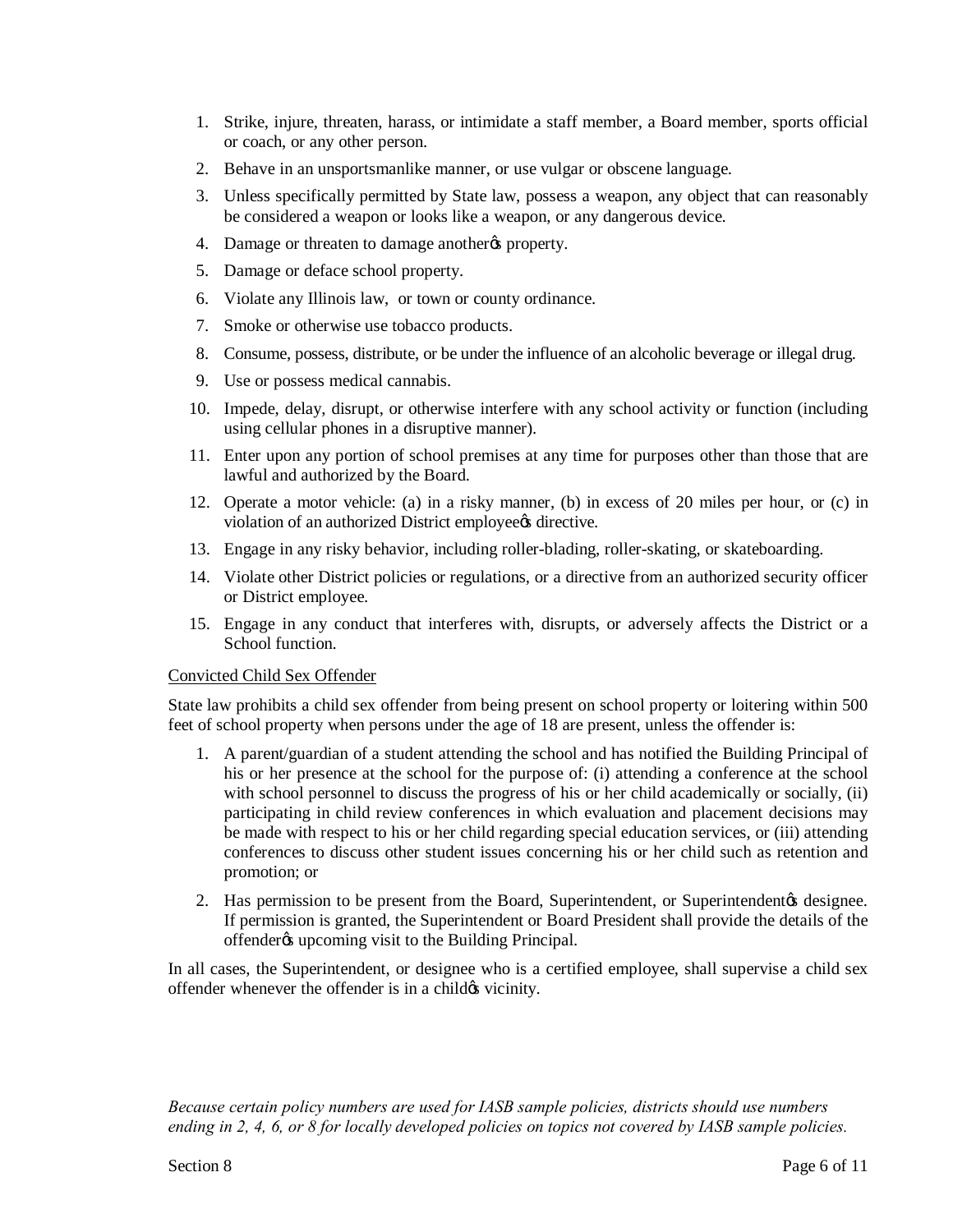1. Strike, injure, threaten, harass, or intimidate a staff member, a Board member, sports official or coach, or any other person.
2. Behave in an unsportsmanlike manner, or use vulgar or obscene language.
3. Unless specifically permitted by State law, possess a weapon, any object that can reasonably be considered a weapon or looks like a weapon, or any dangerous device.
4. Damage or threaten to damage another's property.
5. Damage or deface school property.
6. Violate any Illinois law, or town or county ordinance.
7. Smoke or otherwise use tobacco products.
8. Consume, possess, distribute, or be under the influence of an alcoholic beverage or illegal drug.
9. Use or possess medical cannabis.
10. Impede, delay, disrupt, or otherwise interfere with any school activity or function (including using cellular phones in a disruptive manner).
11. Enter upon any portion of school premises at any time for purposes other than those that are lawful and authorized by the Board.
12. Operate a motor vehicle: (a) in a risky manner, (b) in excess of 20 miles per hour, or (c) in violation of an authorized District employee's directive.
13. Engage in any risky behavior, including roller-blading, roller-skating, or skateboarding.
14. Violate other District policies or regulations, or a directive from an authorized security officer or District employee.
15. Engage in any conduct that interferes with, disrupts, or adversely affects the District or a School function.

Convicted Child Sex Offender

State law prohibits a child sex offender from being present on school property or loitering within 500 feet of school property when persons under the age of 18 are present, unless the offender is:

1. A parent/guardian of a student attending the school and has notified the Building Principal of his or her presence at the school for the purpose of: (i) attending a conference at the school with school personnel to discuss the progress of his or her child academically or socially, (ii) participating in child review conferences in which evaluation and placement decisions may be made with respect to his or her child regarding special education services, or (iii) attending conferences to discuss other student issues concerning his or her child such as retention and promotion; or
2. Has permission to be present from the Board, Superintendent, or Superintendent's designee. If permission is granted, the Superintendent or Board President shall provide the details of the offender's upcoming visit to the Building Principal.

In all cases, the Superintendent, or designee who is a certified employee, shall supervise a child sex offender whenever the offender is in a child's vicinity.

*Because certain policy numbers are used for IASB sample policies, districts should use numbers ending in 2, 4, 6, or 8 for locally developed policies on topics not covered by IASB sample policies.*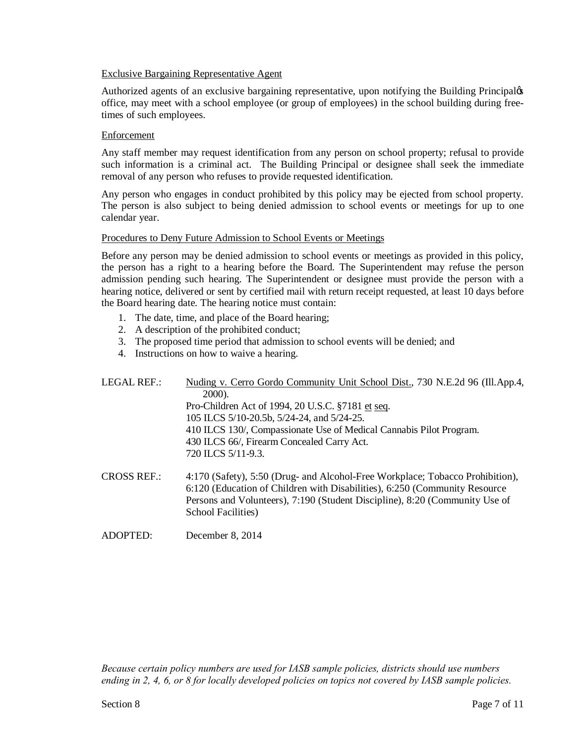Exclusive Bargaining Representative Agent

Authorized agents of an exclusive bargaining representative, upon notifying the Building Principalǿs office, may meet with a school employee (or group of employees) in the school building during free-times of such employees.

Enforcement

Any staff member may request identification from any person on school property; refusal to provide such information is a criminal act. The Building Principal or designee shall seek the immediate removal of any person who refuses to provide requested identification.

Any person who engages in conduct prohibited by this policy may be ejected from school property. The person is also subject to being denied admission to school events or meetings for up to one calendar year.

Procedures to Deny Future Admission to School Events or Meetings

Before any person may be denied admission to school events or meetings as provided in this policy, the person has a right to a hearing before the Board. The Superintendent may refuse the person admission pending such hearing. The Superintendent or designee must provide the person with a hearing notice, delivered or sent by certified mail with return receipt requested, at least 10 days before the Board hearing date. The hearing notice must contain:

1. The date, time, and place of the Board hearing;
2. A description of the prohibited conduct;
3. The proposed time period that admission to school events will be denied; and
4. Instructions on how to waive a hearing.

LEGAL REF.: Nuding v. Cerro Gordo Community Unit School Dist., 730 N.E.2d 96 (Ill.App.4, 2000).
Pro-Children Act of 1994, 20 U.S.C. §7181 et seq.
105 ILCS 5/10-20.5b, 5/24-24, and 5/24-25.
410 ILCS 130/, Compassionate Use of Medical Cannabis Pilot Program.
430 ILCS 66/, Firearm Concealed Carry Act.
720 ILCS 5/11-9.3.

CROSS REF.: 4:170 (Safety), 5:50 (Drug- and Alcohol-Free Workplace; Tobacco Prohibition), 6:120 (Education of Children with Disabilities), 6:250 (Community Resource Persons and Volunteers), 7:190 (Student Discipline), 8:20 (Community Use of School Facilities)

ADOPTED: December 8, 2014

*Because certain policy numbers are used for IASB sample policies, districts should use numbers ending in 2, 4, 6, or 8 for locally developed policies on topics not covered by IASB sample policies.*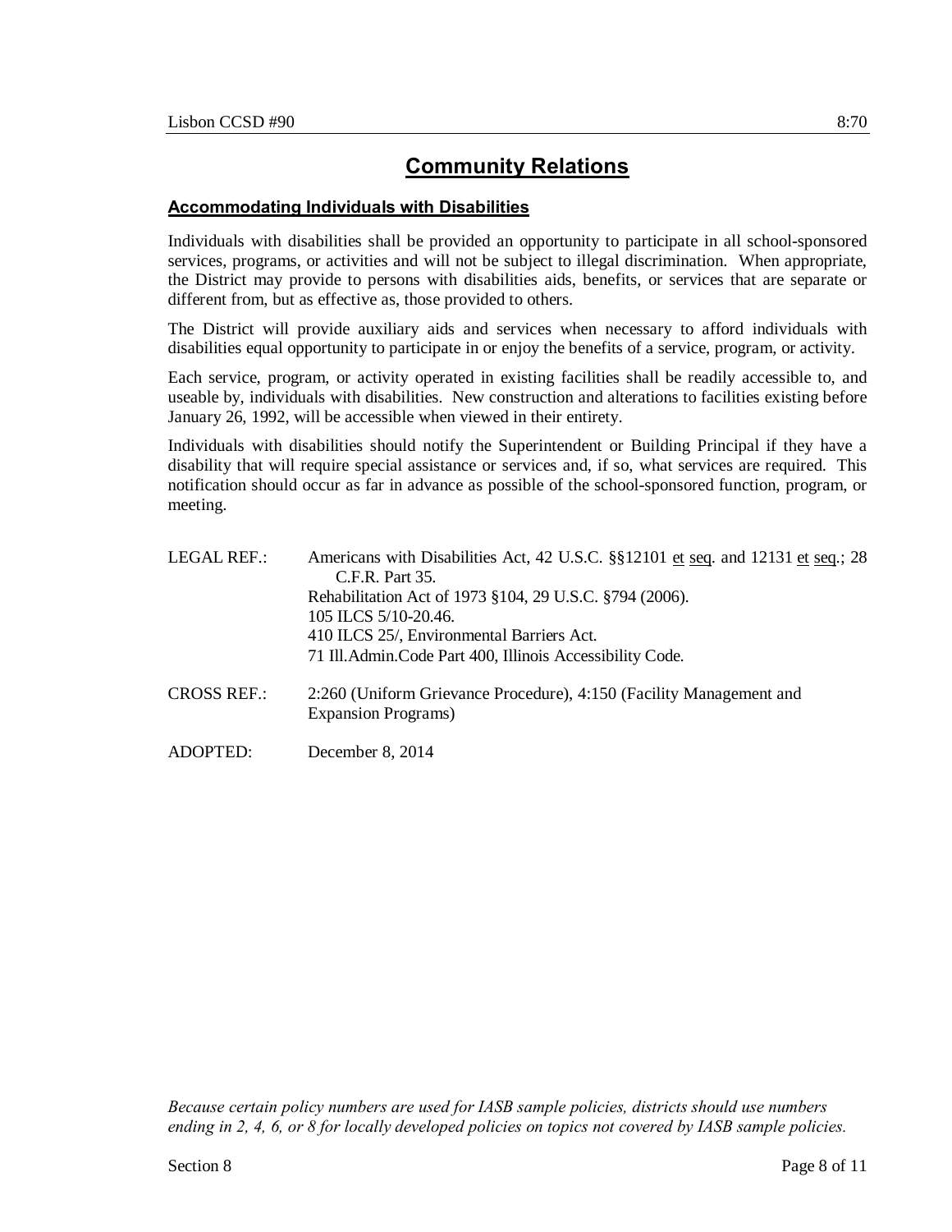# Community Relations

## Accommodating Individuals with Disabilities

Individuals with disabilities shall be provided an opportunity to participate in all school-sponsored services, programs, or activities and will not be subject to illegal discrimination. When appropriate, the District may provide to persons with disabilities aids, benefits, or services that are separate or different from, but as effective as, those provided to others.

The District will provide auxiliary aids and services when necessary to afford individuals with disabilities equal opportunity to participate in or enjoy the benefits of a service, program, or activity.

Each service, program, or activity operated in existing facilities shall be readily accessible to, and useable by, individuals with disabilities. New construction and alterations to facilities existing before January 26, 1992, will be accessible when viewed in their entirety.

Individuals with disabilities should notify the Superintendent or Building Principal if they have a disability that will require special assistance or services and, if so, what services are required. This notification should occur as far in advance as possible of the school-sponsored function, program, or meeting.

LEGAL REF.: Americans with Disabilities Act, 42 U.S.C. §§12101 et seq. and 12131 et seq.; 28 C.F.R. Part 35.
Rehabilitation Act of 1973 §104, 29 U.S.C. §794 (2006).
105 ILCS 5/10-20.46.
410 ILCS 25/, Environmental Barriers Act.
71 Ill.Admin.Code Part 400, Illinois Accessibility Code.

CROSS REF.: 2:260 (Uniform Grievance Procedure), 4:150 (Facility Management and Expansion Programs)

ADOPTED: December 8, 2014

*Because certain policy numbers are used for IASB sample policies, districts should use numbers ending in 2, 4, 6, or 8 for locally developed policies on topics not covered by IASB sample policies.*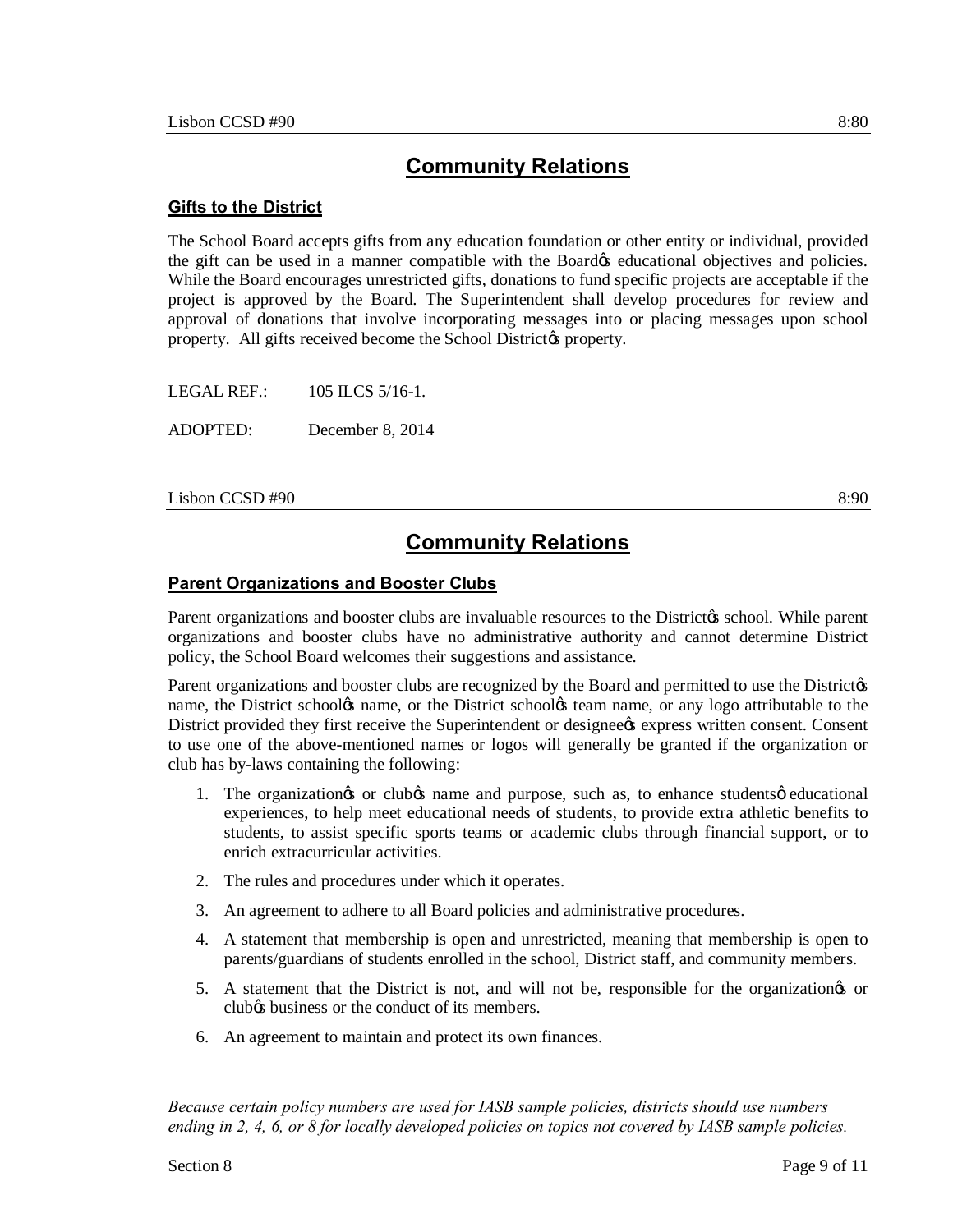# Community Relations

## Gifts to the District

The School Board accepts gifts from any education foundation or other entity or individual, provided the gift can be used in a manner compatible with the Board's educational objectives and policies. While the Board encourages unrestricted gifts, donations to fund specific projects are acceptable if the project is approved by the Board. The Superintendent shall develop procedures for review and approval of donations that involve incorporating messages into or placing messages upon school property. All gifts received become the School District's property.

LEGAL REF.: 105 ILCS 5/16-1.

ADOPTED: December 8, 2014

Lisbon CCSD #90 8:90

# Community Relations

## Parent Organizations and Booster Clubs

Parent organizations and booster clubs are invaluable resources to the District's school. While parent organizations and booster clubs have no administrative authority and cannot determine District policy, the School Board welcomes their suggestions and assistance.

Parent organizations and booster clubs are recognized by the Board and permitted to use the District's name, the District school's name, or the District school's team name, or any logo attributable to the District provided they first receive the Superintendent or designee's express written consent. Consent to use one of the above-mentioned names or logos will generally be granted if the organization or club has by-laws containing the following:

1. The organization's or club's name and purpose, such as, to enhance students' educational experiences, to help meet educational needs of students, to provide extra athletic benefits to students, to assist specific sports teams or academic clubs through financial support, or to enrich extracurricular activities.
2. The rules and procedures under which it operates.
3. An agreement to adhere to all Board policies and administrative procedures.
4. A statement that membership is open and unrestricted, meaning that membership is open to parents/guardians of students enrolled in the school, District staff, and community members.
5. A statement that the District is not, and will not be, responsible for the organization's or club's business or the conduct of its members.
6. An agreement to maintain and protect its own finances.

*Because certain policy numbers are used for IASB sample policies, districts should use numbers ending in 2, 4, 6, or 8 for locally developed policies on topics not covered by IASB sample policies.*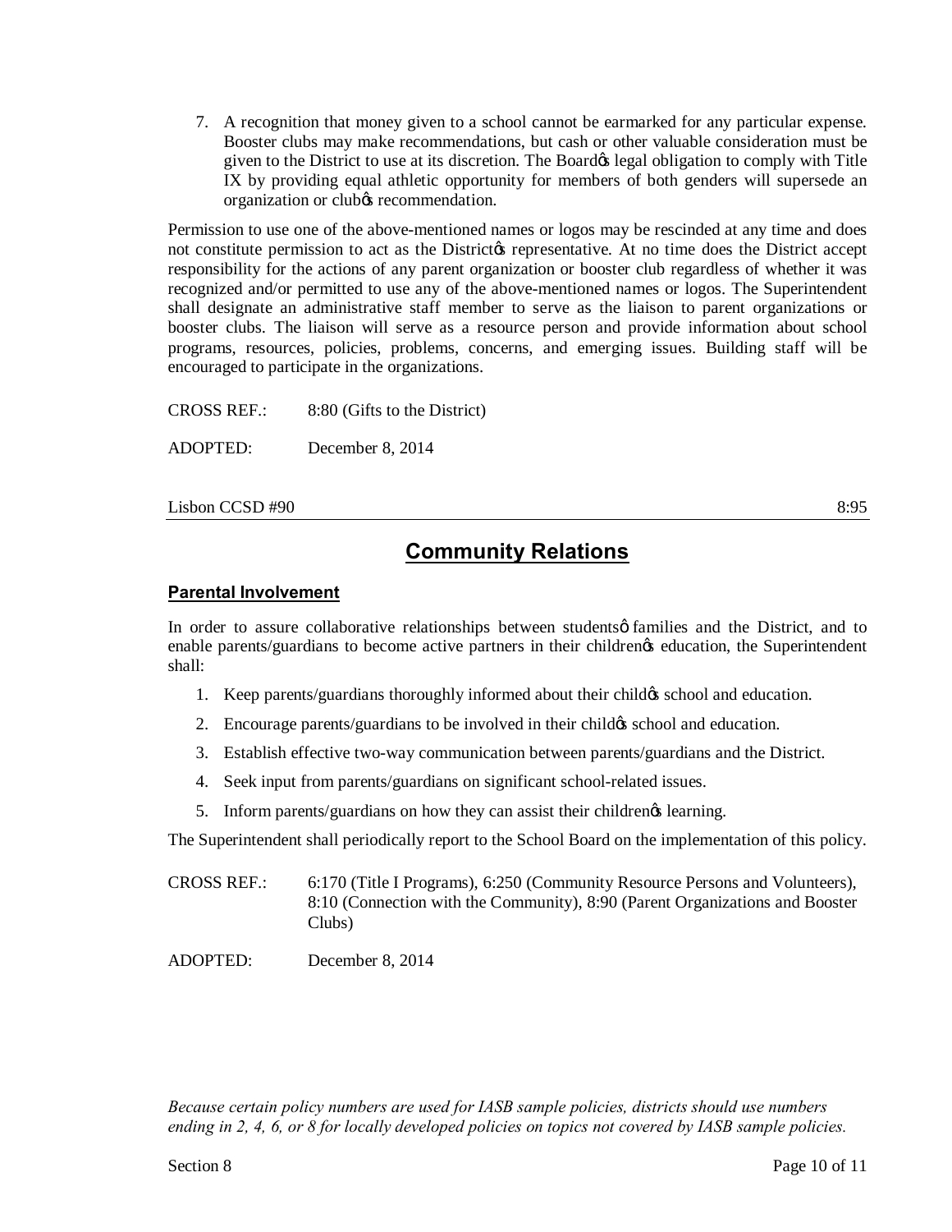7. A recognition that money given to a school cannot be earmarked for any particular expense. Booster clubs may make recommendations, but cash or other valuable consideration must be given to the District to use at its discretion. The Board's legal obligation to comply with Title IX by providing equal athletic opportunity for members of both genders will supersede an organization or club's recommendation.

Permission to use one of the above-mentioned names or logos may be rescinded at any time and does not constitute permission to act as the District's representative. At no time does the District accept responsibility for the actions of any parent organization or booster club regardless of whether it was recognized and/or permitted to use any of the above-mentioned names or logos. The Superintendent shall designate an administrative staff member to serve as the liaison to parent organizations or booster clubs. The liaison will serve as a resource person and provide information about school programs, resources, policies, problems, concerns, and emerging issues. Building staff will be encouraged to participate in the organizations.

CROSS REF.: 8:80 (Gifts to the District)

ADOPTED: December 8, 2014

Lisbon CCSD #90 — 8:95

# Community Relations

## Parental Involvement

In order to assure collaborative relationships between students' families and the District, and to enable parents/guardians to become active partners in their children's education, the Superintendent shall:

1. Keep parents/guardians thoroughly informed about their child's school and education.
2. Encourage parents/guardians to be involved in their child's school and education.
3. Establish effective two-way communication between parents/guardians and the District.
4. Seek input from parents/guardians on significant school-related issues.
5. Inform parents/guardians on how they can assist their children's learning.

The Superintendent shall periodically report to the School Board on the implementation of this policy.

CROSS REF.: 6:170 (Title I Programs), 6:250 (Community Resource Persons and Volunteers), 8:10 (Connection with the Community), 8:90 (Parent Organizations and Booster Clubs)

ADOPTED: December 8, 2014

*Because certain policy numbers are used for IASB sample policies, districts should use numbers ending in 2, 4, 6, or 8 for locally developed policies on topics not covered by IASB sample policies.*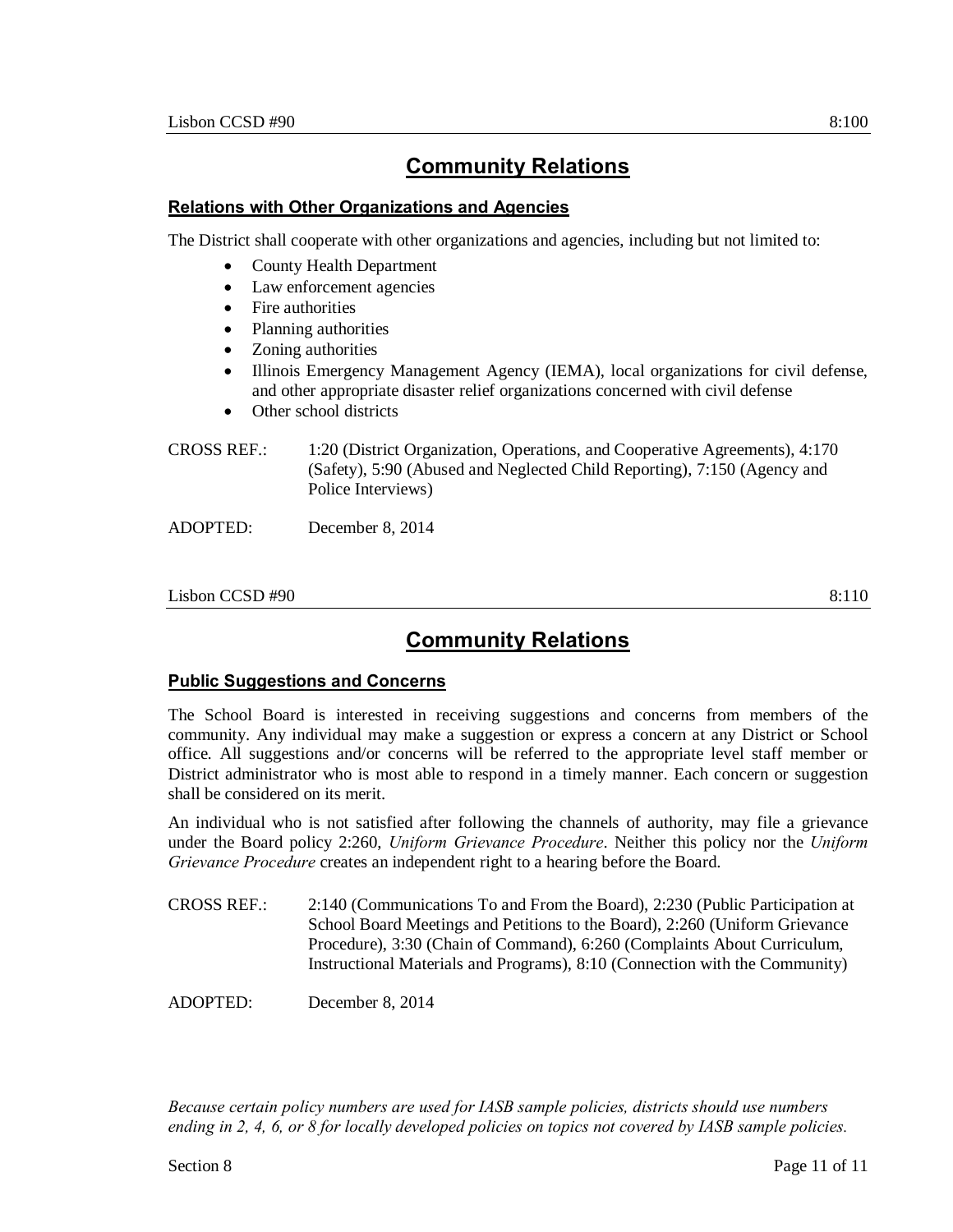## Community Relations

### Relations with Other Organizations and Agencies

The District shall cooperate with other organizations and agencies, including but not limited to:

- County Health Department
- Law enforcement agencies
- Fire authorities
- Planning authorities
- Zoning authorities
- Illinois Emergency Management Agency (IEMA), local organizations for civil defense, and other appropriate disaster relief organizations concerned with civil defense
- Other school districts

CROSS REF.: 1:20 (District Organization, Operations, and Cooperative Agreements), 4:170 (Safety), 5:90 (Abused and Neglected Child Reporting), 7:150 (Agency and Police Interviews)

ADOPTED: December 8, 2014

## Community Relations

### Public Suggestions and Concerns

The School Board is interested in receiving suggestions and concerns from members of the community. Any individual may make a suggestion or express a concern at any District or School office. All suggestions and/or concerns will be referred to the appropriate level staff member or District administrator who is most able to respond in a timely manner. Each concern or suggestion shall be considered on its merit.

An individual who is not satisfied after following the channels of authority, may file a grievance under the Board policy 2:260, *Uniform Grievance Procedure*. Neither this policy nor the *Uniform Grievance Procedure* creates an independent right to a hearing before the Board.

CROSS REF.: 2:140 (Communications To and From the Board), 2:230 (Public Participation at School Board Meetings and Petitions to the Board), 2:260 (Uniform Grievance Procedure), 3:30 (Chain of Command), 6:260 (Complaints About Curriculum, Instructional Materials and Programs), 8:10 (Connection with the Community)

ADOPTED: December 8, 2014

*Because certain policy numbers are used for IASB sample policies, districts should use numbers ending in 2, 4, 6, or 8 for locally developed policies on topics not covered by IASB sample policies.*